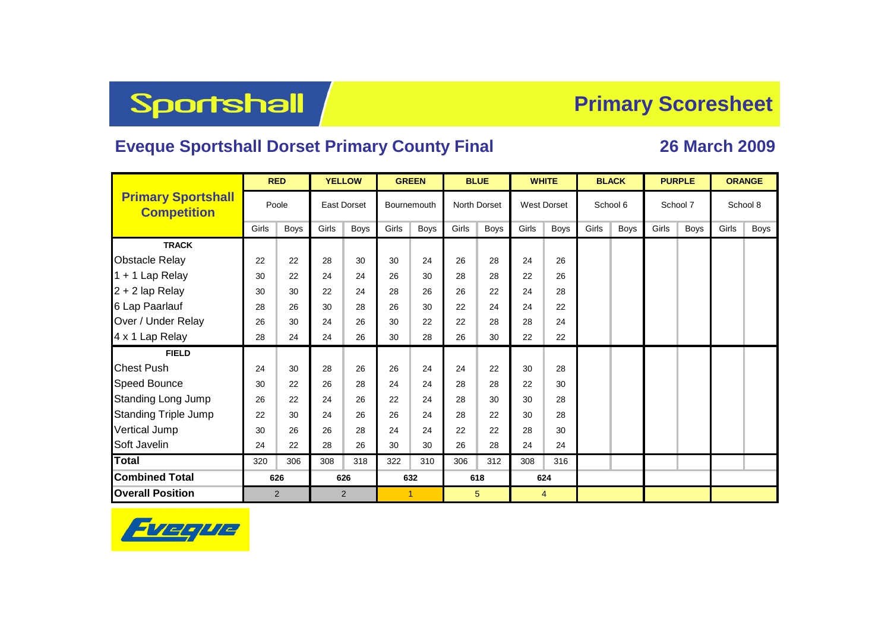# Sportshall

## Primary Scoresheet

## Eveque Sportshall Dorset Primary County Final

## 26 March 2009

| Primary Sportshall Competition | RED | | YELLOW | | GREEN | | BLUE | | WHITE | | BLACK | | PURPLE | | ORANGE | |
|---|---|---|---|---|---|---|---|---|---|---|---|---|---|---|---|---|
| | Poole | | East Dorset | | Bournemouth | | North Dorset | | West Dorset | | School 6 | | School 7 | | School 8 | |
| | Girls | Boys | Girls | Boys | Girls | Boys | Girls | Boys | Girls | Boys | Girls | Boys | Girls | Boys | Girls | Boys |
| **TRACK** | | | | | | | | | | | | | | | | |
| Obstacle Relay | 22 | 22 | 28 | 30 | 30 | 24 | 26 | 28 | 24 | 26 | | | | | | |
| 1 + 1 Lap Relay | 30 | 22 | 24 | 24 | 26 | 30 | 28 | 28 | 22 | 26 | | | | | | |
| 2 + 2 lap Relay | 30 | 30 | 22 | 24 | 28 | 26 | 26 | 22 | 24 | 28 | | | | | | |
| 6 Lap Paarlauf | 28 | 26 | 30 | 28 | 26 | 30 | 22 | 24 | 24 | 22 | | | | | | |
| Over / Under Relay | 26 | 30 | 24 | 26 | 30 | 22 | 22 | 28 | 28 | 24 | | | | | | |
| 4 x 1 Lap Relay | 28 | 24 | 24 | 26 | 30 | 28 | 26 | 30 | 22 | 22 | | | | | | |
| **FIELD** | | | | | | | | | | | | | | | | |
| Chest Push | 24 | 30 | 28 | 26 | 26 | 24 | 24 | 22 | 30 | 28 | | | | | | |
| Speed Bounce | 30 | 22 | 26 | 28 | 24 | 24 | 28 | 28 | 22 | 30 | | | | | | |
| Standing Long Jump | 26 | 22 | 24 | 26 | 22 | 24 | 28 | 30 | 30 | 28 | | | | | | |
| Standing Triple Jump | 22 | 30 | 24 | 26 | 26 | 24 | 28 | 22 | 30 | 28 | | | | | | |
| Vertical Jump | 30 | 26 | 26 | 28 | 24 | 24 | 22 | 22 | 28 | 30 | | | | | | |
| Soft Javelin | 24 | 22 | 28 | 26 | 30 | 30 | 26 | 28 | 24 | 24 | | | | | | |
| **Total** | 320 | 306 | 308 | 318 | 322 | 310 | 306 | 312 | 308 | 316 | | | | | | |
| **Combined Total** | **626** | | **626** | | **632** | | **618** | | **624** | | | | | | | |
| **Overall Position** | 2 | | 2 | | 1 | | 5 | | 4 | | | | | | | |

Eveque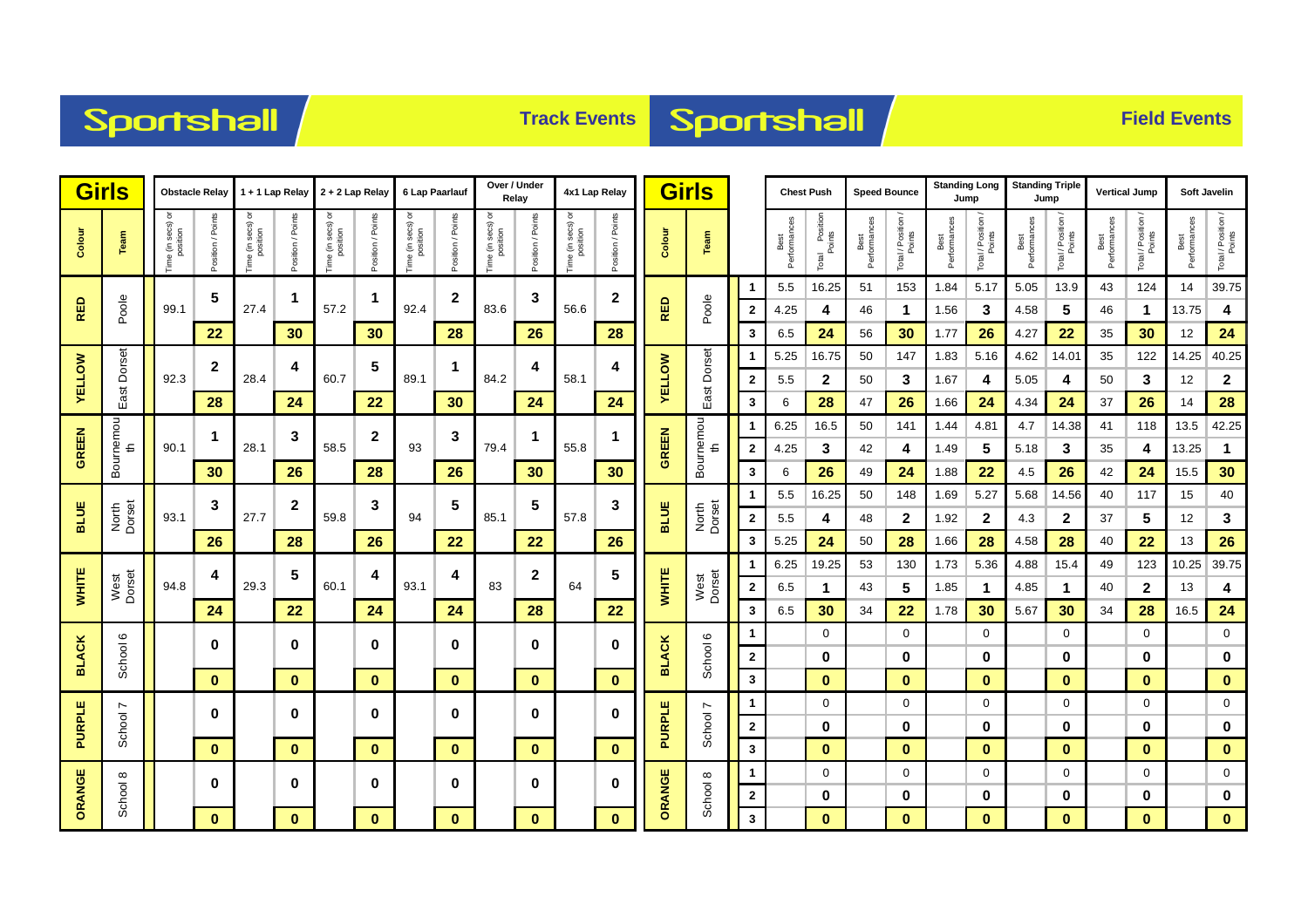# Sportshall — Track Events

| Colour | Team | Obstacle Relay Time (in secs) or position | Obstacle Relay Position / Points | 1 + 1 Lap Relay Time (in secs) or position | 1 + 1 Lap Relay Position / Points | 2 + 2 Lap Relay Time (in secs) or position | 2 + 2 Lap Relay Position / Points | 6 Lap Paarlauf Time (in secs) or position | 6 Lap Paarlauf Position / Points | Over / Under Relay Time (in secs) or position | Over / Under Relay Position / Points | 4x1 Lap Relay Time (in secs) or position | 4x1 Lap Relay Position / Points |
|---|---|---|---|---|---|---|---|---|---|---|---|---|---|
| RED | Poole | 99.1 | 5 / 22 | 27.4 | 1 / 30 | 57.2 | 1 / 30 | 92.4 | 2 / 28 | 83.6 | 3 / 26 | 56.6 | 2 / 28 |
| YELLOW | East Dorset | 92.3 | 2 / 28 | 28.4 | 4 / 24 | 60.7 | 5 / 22 | 89.1 | 1 / 30 | 84.2 | 4 / 24 | 58.1 | 4 / 24 |
| GREEN | Bournemouth | 90.1 | 1 / 30 | 28.1 | 3 / 26 | 58.5 | 2 / 28 | 93 | 3 / 26 | 79.4 | 1 / 30 | 55.8 | 1 / 30 |
| BLUE | North Dorset | 93.1 | 3 / 26 | 27.7 | 2 / 28 | 59.8 | 3 / 26 | 94 | 5 / 22 | 85.1 | 5 / 22 | 57.8 | 3 / 26 |
| WHITE | West Dorset | 94.8 | 4 / 24 | 29.3 | 5 / 22 | 60.1 | 4 / 24 | 93.1 | 4 / 24 | 83 | 2 / 28 | 64 | 5 / 22 |
| BLACK | School 6 | | 0 / 0 | | 0 / 0 | | 0 / 0 | | 0 / 0 | | 0 / 0 | | 0 / 0 |
| PURPLE | School 7 | | 0 / 0 | | 0 / 0 | | 0 / 0 | | 0 / 0 | | 0 / 0 | | 0 / 0 |
| ORANGE | School 8 | | 0 / 0 | | 0 / 0 | | 0 / 0 | | 0 / 0 | | 0 / 0 | | 0 / 0 |

# Sportshall — Field Events

| Colour | Team | | Chest Push Best Performances | Chest Push Total Position Points | Speed Bounce Best Performances | Speed Bounce Total / Position / Points | Standing Long Jump Best Performances | Standing Long Jump Total / Position / Points | Standing Triple Jump Best Performances | Standing Triple Jump Total / Position / Points | Vertical Jump Best Performances | Vertical Jump Total / Position / Points | Soft Javelin Best Performances | Soft Javelin Total / Position / Points |
|---|---|---|---|---|---|---|---|---|---|---|---|---|---|---|
| RED | Poole | 1 | 5.5 | 16.25 | 51 | 153 | 1.84 | 5.17 | 5.05 | 13.9 | 43 | 124 | 14 | 39.75 |
| | | 2 | 4.25 | 4 | 46 | 1 | 1.56 | 3 | 4.58 | 5 | 46 | 1 | 13.75 | 4 |
| | | 3 | 6.5 | 24 | 56 | 30 | 1.77 | 26 | 4.27 | 22 | 35 | 30 | 12 | 24 |
| YELLOW | East Dorset | 1 | 5.25 | 16.75 | 50 | 147 | 1.83 | 5.16 | 4.62 | 14.01 | 35 | 122 | 14.25 | 40.25 |
| | | 2 | 5.5 | 2 | 50 | 3 | 1.67 | 4 | 5.05 | 4 | 50 | 3 | 12 | 2 |
| | | 3 | 6 | 28 | 47 | 26 | 1.66 | 24 | 4.34 | 24 | 37 | 26 | 14 | 28 |
| GREEN | Bournemouth | 1 | 6.25 | 16.5 | 50 | 141 | 1.44 | 4.81 | 4.7 | 14.38 | 41 | 118 | 13.5 | 42.25 |
| | | 2 | 4.25 | 3 | 42 | 4 | 1.49 | 5 | 5.18 | 3 | 35 | 4 | 13.25 | 1 |
| | | 3 | 6 | 26 | 49 | 24 | 1.88 | 22 | 4.5 | 26 | 42 | 24 | 15.5 | 30 |
| BLUE | North Dorset | 1 | 5.5 | 16.25 | 50 | 148 | 1.69 | 5.27 | 5.68 | 14.56 | 40 | 117 | 15 | 40 |
| | | 2 | 5.5 | 4 | 48 | 2 | 1.92 | 2 | 4.3 | 2 | 37 | 5 | 12 | 3 |
| | | 3 | 5.25 | 24 | 50 | 28 | 1.66 | 28 | 4.58 | 28 | 40 | 22 | 13 | 26 |
| WHITE | West Dorset | 1 | 6.25 | 19.25 | 53 | 130 | 1.73 | 5.36 | 4.88 | 15.4 | 49 | 123 | 10.25 | 39.75 |
| | | 2 | 6.5 | 1 | 43 | 5 | 1.85 | 1 | 4.85 | 1 | 40 | 2 | 13 | 4 |
| | | 3 | 6.5 | 30 | 34 | 22 | 1.78 | 30 | 5.67 | 30 | 34 | 28 | 16.5 | 24 |
| BLACK | School 6 | 1 | | 0 | | 0 | | 0 | | 0 | | 0 | | 0 |
| | | 2 | | 0 | | 0 | | 0 | | 0 | | 0 | | 0 |
| | | 3 | | 0 | | 0 | | 0 | | 0 | | 0 | | 0 |
| PURPLE | School 7 | 1 | | 0 | | 0 | | 0 | | 0 | | 0 | | 0 |
| | | 2 | | 0 | | 0 | | 0 | | 0 | | 0 | | 0 |
| | | 3 | | 0 | | 0 | | 0 | | 0 | | 0 | | 0 |
| ORANGE | School 8 | 1 | | 0 | | 0 | | 0 | | 0 | | 0 | | 0 |
| | | 2 | | 0 | | 0 | | 0 | | 0 | | 0 | | 0 |
| | | 3 | | 0 | | 0 | | 0 | | 0 | | 0 | | 0 |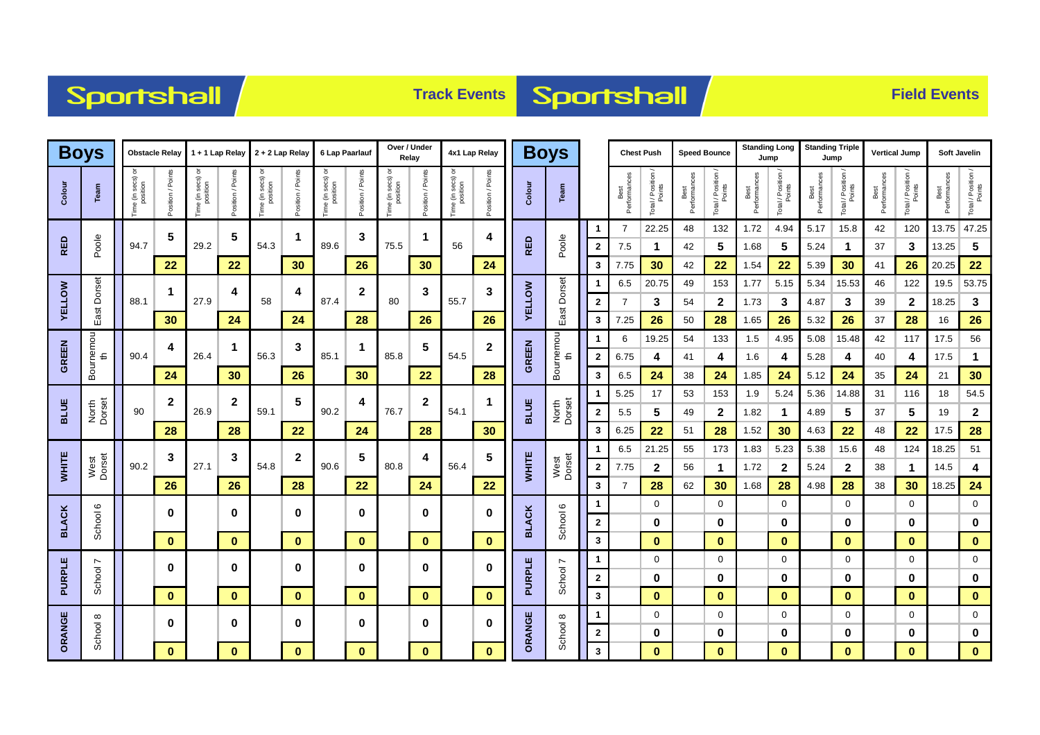## Sportshall — Track Events

| Boys | | Obstacle Relay | | 1 + 1 Lap Relay | | 2 + 2 Lap Relay | | 6 Lap Paarlauf | | Over / Under Relay | | 4x1 Lap Relay | |
|---|---|---|---|---|---|---|---|---|---|---|---|---|---|
| Colour | Team | Time (in secs) or position | Position / Points | Time (in secs) or position | Position / Points | Time (in secs) or position | Position / Points | Time (in secs) or position | Position / Points | Time (in secs) or position | Position / Points | Time (in secs) or position | Position / Points |
| RED | Poole | 94.7 | 5 | 29.2 | 5 | 54.3 | 1 | 89.6 | 3 | 75.5 | 1 | 56 | 4 |
| | | | 22 | | 22 | | 30 | | 26 | | 30 | | 24 |
| YELLOW | East Dorset | 88.1 | 1 | 27.9 | 4 | 58 | 4 | 87.4 | 2 | 80 | 3 | 55.7 | 3 |
| | | | 30 | | 24 | | 24 | | 28 | | 26 | | 26 |
| GREEN | Bournemouth | 90.4 | 4 | 26.4 | 1 | 56.3 | 3 | 85.1 | 1 | 85.8 | 5 | 54.5 | 2 |
| | | | 24 | | 30 | | 26 | | 30 | | 22 | | 28 |
| BLUE | North Dorset | 90 | 2 | 26.9 | 2 | 59.1 | 5 | 90.2 | 4 | 76.7 | 2 | 54.1 | 1 |
| | | | 28 | | 28 | | 22 | | 24 | | 28 | | 30 |
| WHITE | West Dorset | 90.2 | 3 | 27.1 | 3 | 54.8 | 2 | 90.6 | 5 | 80.8 | 4 | 56.4 | 5 |
| | | | 26 | | 26 | | 28 | | 22 | | 24 | | 22 |
| BLACK | School 6 | | 0 | | 0 | | 0 | | 0 | | 0 | | 0 |
| | | | 0 | | 0 | | 0 | | 0 | | 0 | | 0 |
| PURPLE | School 7 | | 0 | | 0 | | 0 | | 0 | | 0 | | 0 |
| | | | 0 | | 0 | | 0 | | 0 | | 0 | | 0 |
| ORANGE | School 8 | | 0 | | 0 | | 0 | | 0 | | 0 | | 0 |
| | | | 0 | | 0 | | 0 | | 0 | | 0 | | 0 |

## Sportshall — Field Events

| Boys | | | Chest Push | | Speed Bounce | | Standing Long Jump | | Standing Triple Jump | | Vertical Jump | | Soft Javelin | |
|---|---|---|---|---|---|---|---|---|---|---|---|---|---|---|
| Colour | Team | | Best Performances | Total / Position / Points | Best Performances | Total / Position / Points | Best Performances | Total / Position / Points | Best Performances | Total / Position / Points | Best Performances | Total / Position / Points | Best Performances | Total / Position / Points |
| RED | Poole | 1 | 7 | 22.25 | 48 | 132 | 1.72 | 4.94 | 5.17 | 15.8 | 42 | 120 | 13.75 | 47.25 |
| | | 2 | 7.5 | 1 | 42 | 5 | 1.68 | 5 | 5.24 | 1 | 37 | 3 | 13.25 | 5 |
| | | 3 | 7.75 | 30 | 42 | 22 | 1.54 | 22 | 5.39 | 30 | 41 | 26 | 20.25 | 22 |
| YELLOW | East Dorset | 1 | 6.5 | 20.75 | 49 | 153 | 1.77 | 5.15 | 5.34 | 15.53 | 46 | 122 | 19.5 | 53.75 |
| | | 2 | 7 | 3 | 54 | 2 | 1.73 | 3 | 4.87 | 3 | 39 | 2 | 18.25 | 3 |
| | | 3 | 7.25 | 26 | 50 | 28 | 1.65 | 26 | 5.32 | 26 | 37 | 28 | 16 | 26 |
| GREEN | Bournemouth | 1 | 6 | 19.25 | 54 | 133 | 1.5 | 4.95 | 5.08 | 15.48 | 42 | 117 | 17.5 | 56 |
| | | 2 | 6.75 | 4 | 41 | 4 | 1.6 | 4 | 5.28 | 4 | 40 | 4 | 17.5 | 1 |
| | | 3 | 6.5 | 24 | 38 | 24 | 1.85 | 24 | 5.12 | 24 | 35 | 24 | 21 | 30 |
| BLUE | North Dorset | 1 | 5.25 | 17 | 53 | 153 | 1.9 | 5.24 | 5.36 | 14.88 | 31 | 116 | 18 | 54.5 |
| | | 2 | 5.5 | 5 | 49 | 2 | 1.82 | 1 | 4.89 | 5 | 37 | 5 | 19 | 2 |
| | | 3 | 6.25 | 22 | 51 | 28 | 1.52 | 30 | 4.63 | 22 | 48 | 22 | 17.5 | 28 |
| WHITE | West Dorset | 1 | 6.5 | 21.25 | 55 | 173 | 1.83 | 5.23 | 5.38 | 15.6 | 48 | 124 | 18.25 | 51 |
| | | 2 | 7.75 | 2 | 56 | 1 | 1.72 | 2 | 5.24 | 2 | 38 | 1 | 14.5 | 4 |
| | | 3 | 7 | 28 | 62 | 30 | 1.68 | 28 | 4.98 | 28 | 38 | 30 | 18.25 | 24 |
| BLACK | School 6 | 1 | | 0 | | 0 | | 0 | | 0 | | 0 | | 0 |
| | | 2 | | 0 | | 0 | | 0 | | 0 | | 0 | | 0 |
| | | 3 | | 0 | | 0 | | 0 | | 0 | | 0 | | 0 |
| PURPLE | School 7 | 1 | | 0 | | 0 | | 0 | | 0 | | 0 | | 0 |
| | | 2 | | 0 | | 0 | | 0 | | 0 | | 0 | | 0 |
| | | 3 | | 0 | | 0 | | 0 | | 0 | | 0 | | 0 |
| ORANGE | School 8 | 1 | | 0 | | 0 | | 0 | | 0 | | 0 | | 0 |
| | | 2 | | 0 | | 0 | | 0 | | 0 | | 0 | | 0 |
| | | 3 | | 0 | | 0 | | 0 | | 0 | | 0 | | 0 |